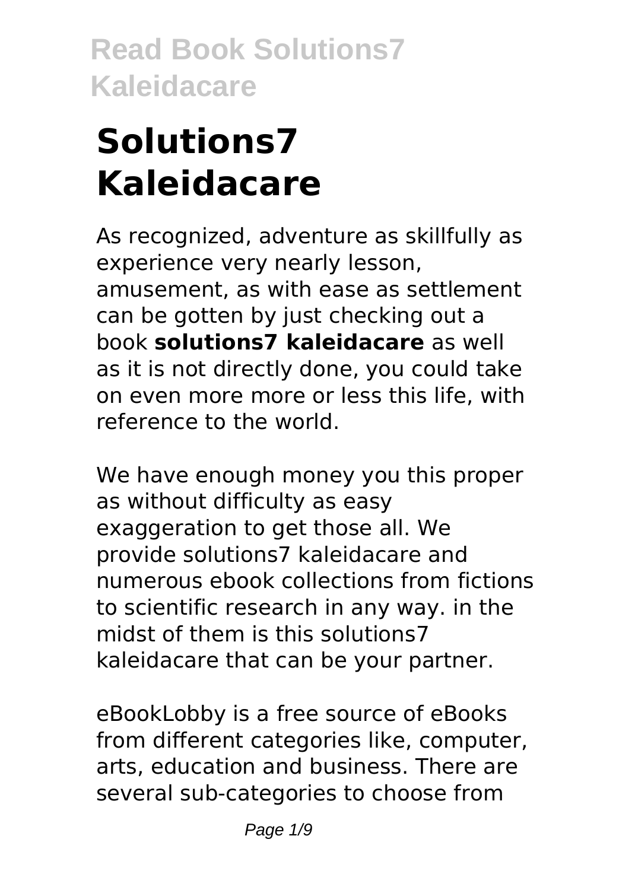# Solutions7 Kaleidacare

As recognized, adventure as skillfully as experience very nearly lesson, amusement, as with ease as settlement can be gotten by just checking out a book **solutions7 kaleidacare** as well as it is not directly done, you could take on even more more or less this life, with reference to the world.

We have enough money you this proper as without difficulty as easy exaggeration to get those all. We provide solutions7 kaleidacare and numerous ebook collections from fictions to scientific research in any way. in the midst of them is this solutions7 kaleidacare that can be your partner.

eBookLobby is a free source of eBooks from different categories like, computer, arts, education and business. There are several sub-categories to choose from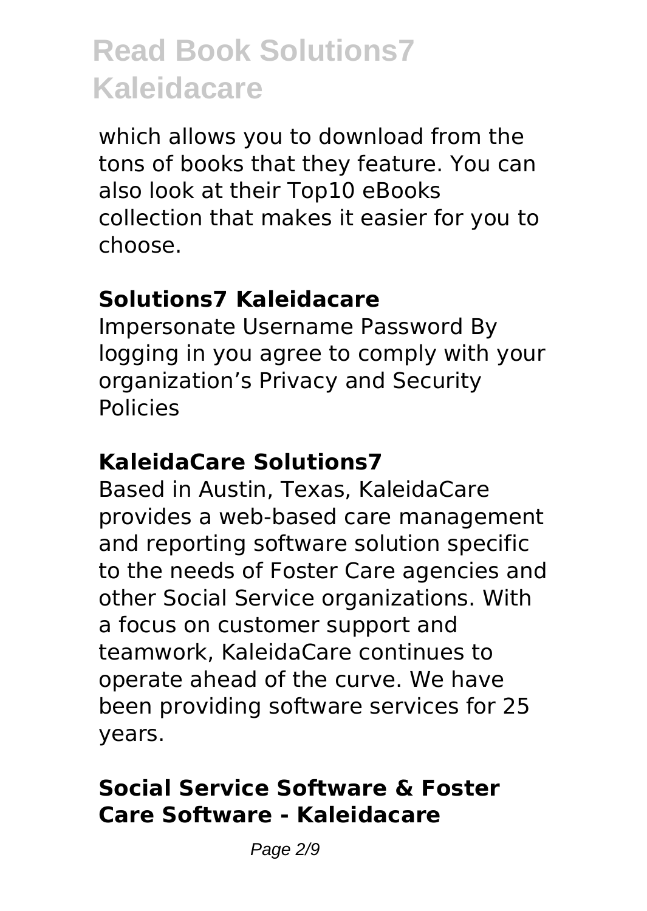which allows you to download from the tons of books that they feature. You can also look at their Top10 eBooks collection that makes it easier for you to choose.

## Solutions7 Kaleidacare

Impersonate Username Password By logging in you agree to comply with your organization's Privacy and Security Policies

## KaleidaCare Solutions7

Based in Austin, Texas, KaleidaCare provides a web-based care management and reporting software solution specific to the needs of Foster Care agencies and other Social Service organizations. With a focus on customer support and teamwork, KaleidaCare continues to operate ahead of the curve. We have been providing software services for 25 years.

## Social Service Software & Foster Care Software - Kaleidacare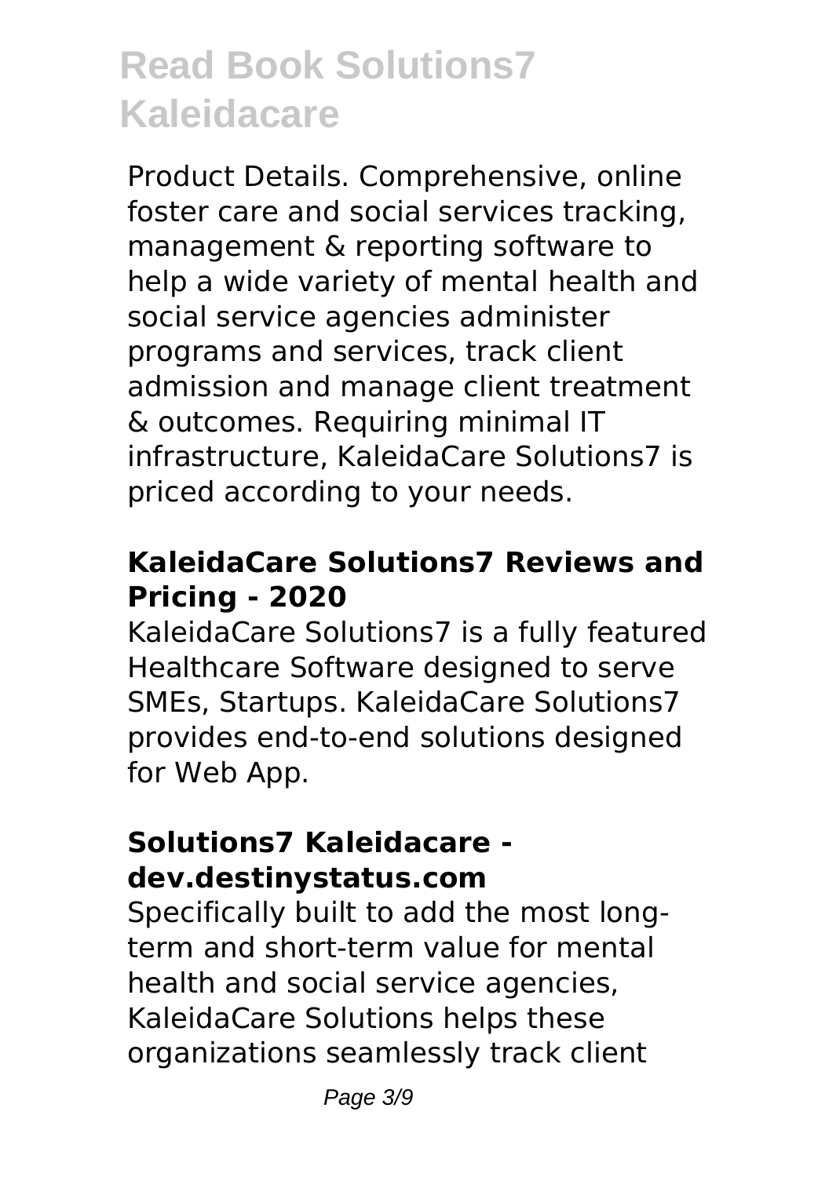Product Details. Comprehensive, online foster care and social services tracking, management & reporting software to help a wide variety of mental health and social service agencies administer programs and services, track client admission and manage client treatment & outcomes. Requiring minimal IT infrastructure, KaleidaCare Solutions7 is priced according to your needs.

## KaleidaCare Solutions7 Reviews and Pricing - 2020

KaleidaCare Solutions7 is a fully featured Healthcare Software designed to serve SMEs, Startups. KaleidaCare Solutions7 provides end-to-end solutions designed for Web App.

## Solutions7 Kaleidacare - dev.destinystatus.com

Specifically built to add the most long-term and short-term value for mental health and social service agencies, KaleidaCare Solutions helps these organizations seamlessly track client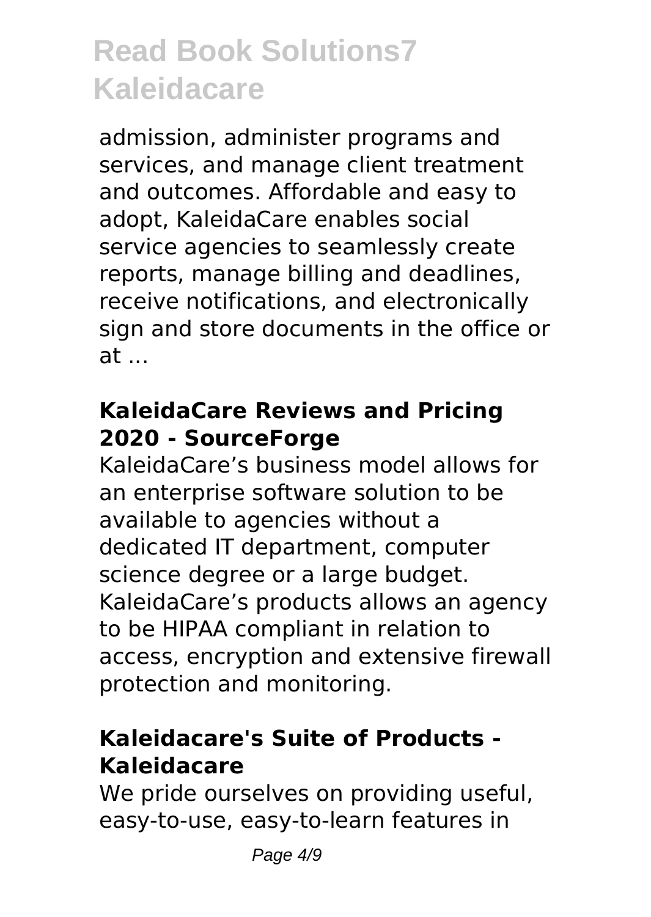admission, administer programs and services, and manage client treatment and outcomes. Affordable and easy to adopt, KaleidaCare enables social service agencies to seamlessly create reports, manage billing and deadlines, receive notifications, and electronically sign and store documents in the office or at ...

### KaleidaCare Reviews and Pricing 2020 - SourceForge

KaleidaCare’s business model allows for an enterprise software solution to be available to agencies without a dedicated IT department, computer science degree or a large budget. KaleidaCare’s products allows an agency to be HIPAA compliant in relation to access, encryption and extensive firewall protection and monitoring.

### Kaleidacare's Suite of Products - Kaleidacare

We pride ourselves on providing useful, easy-to-use, easy-to-learn features in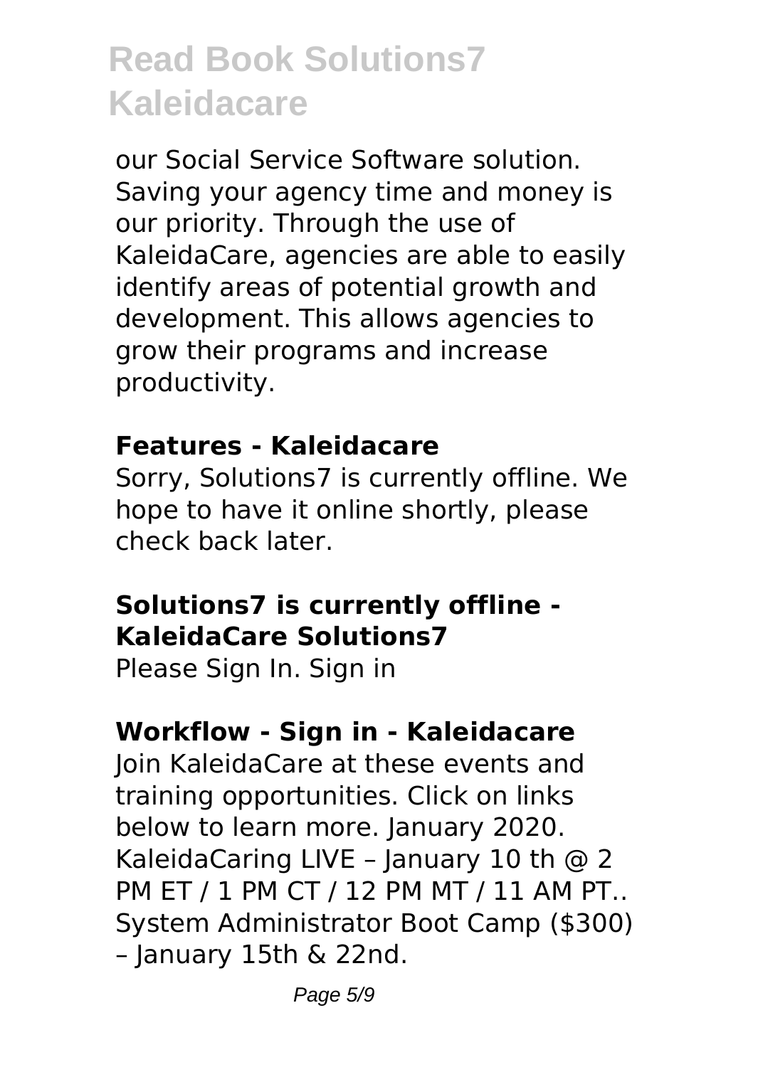our Social Service Software solution. Saving your agency time and money is our priority. Through the use of KaleidaCare, agencies are able to easily identify areas of potential growth and development. This allows agencies to grow their programs and increase productivity.

**Features - Kaleidacare**

Sorry, Solutions7 is currently offline. We hope to have it online shortly, please check back later.

**Solutions7 is currently offline - KaleidaCare Solutions7**

Please Sign In. Sign in

**Workflow - Sign in - Kaleidacare**

Join KaleidaCare at these events and training opportunities. Click on links below to learn more. January 2020. KaleidaCaring LIVE – January 10 th @ 2 PM ET / 1 PM CT / 12 PM MT / 11 AM PT.. System Administrator Boot Camp ($300) – January 15th & 22nd.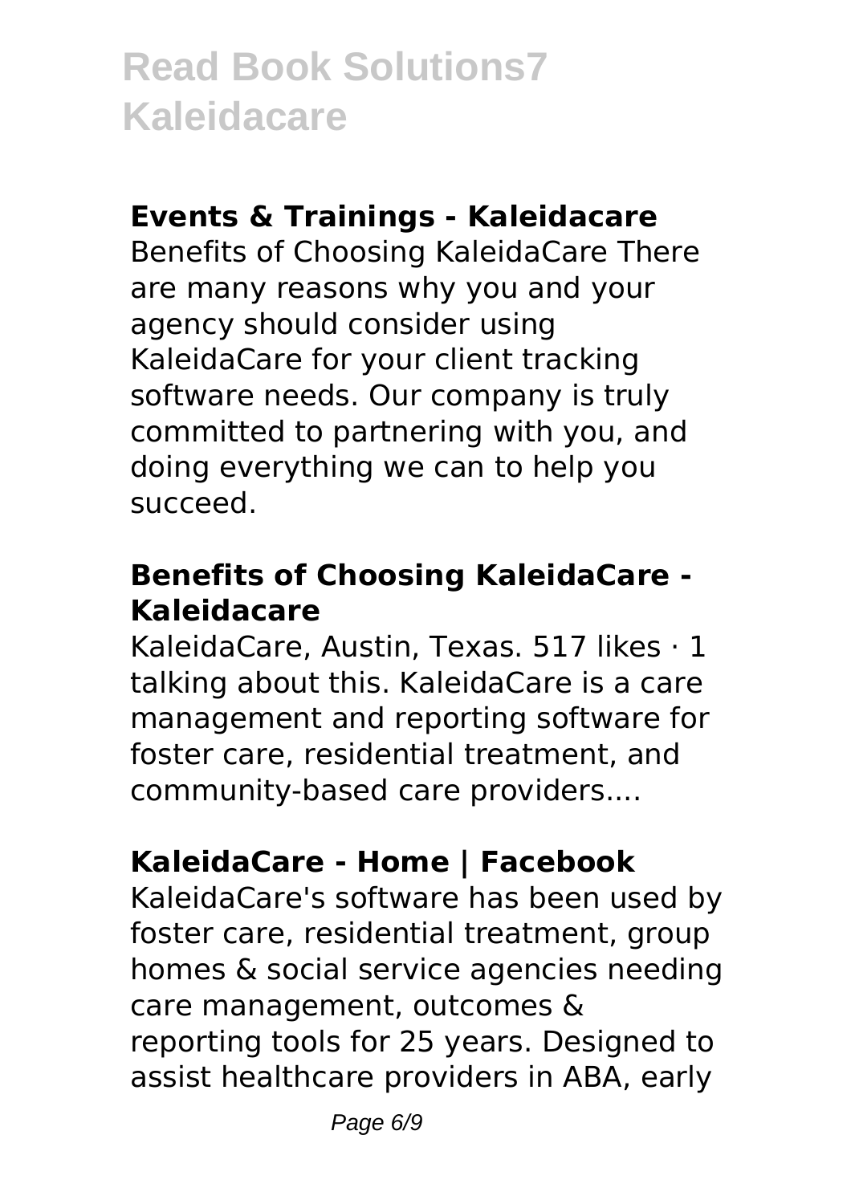### Events & Trainings - Kaleidacare

Benefits of Choosing KaleidaCare There are many reasons why you and your agency should consider using KaleidaCare for your client tracking software needs. Our company is truly committed to partnering with you, and doing everything we can to help you succeed.

### Benefits of Choosing KaleidaCare - Kaleidacare

KaleidaCare, Austin, Texas. 517 likes · 1 talking about this. KaleidaCare is a care management and reporting software for foster care, residential treatment, and community-based care providers....

### KaleidaCare - Home | Facebook

KaleidaCare's software has been used by foster care, residential treatment, group homes & social service agencies needing care management, outcomes & reporting tools for 25 years. Designed to assist healthcare providers in ABA, early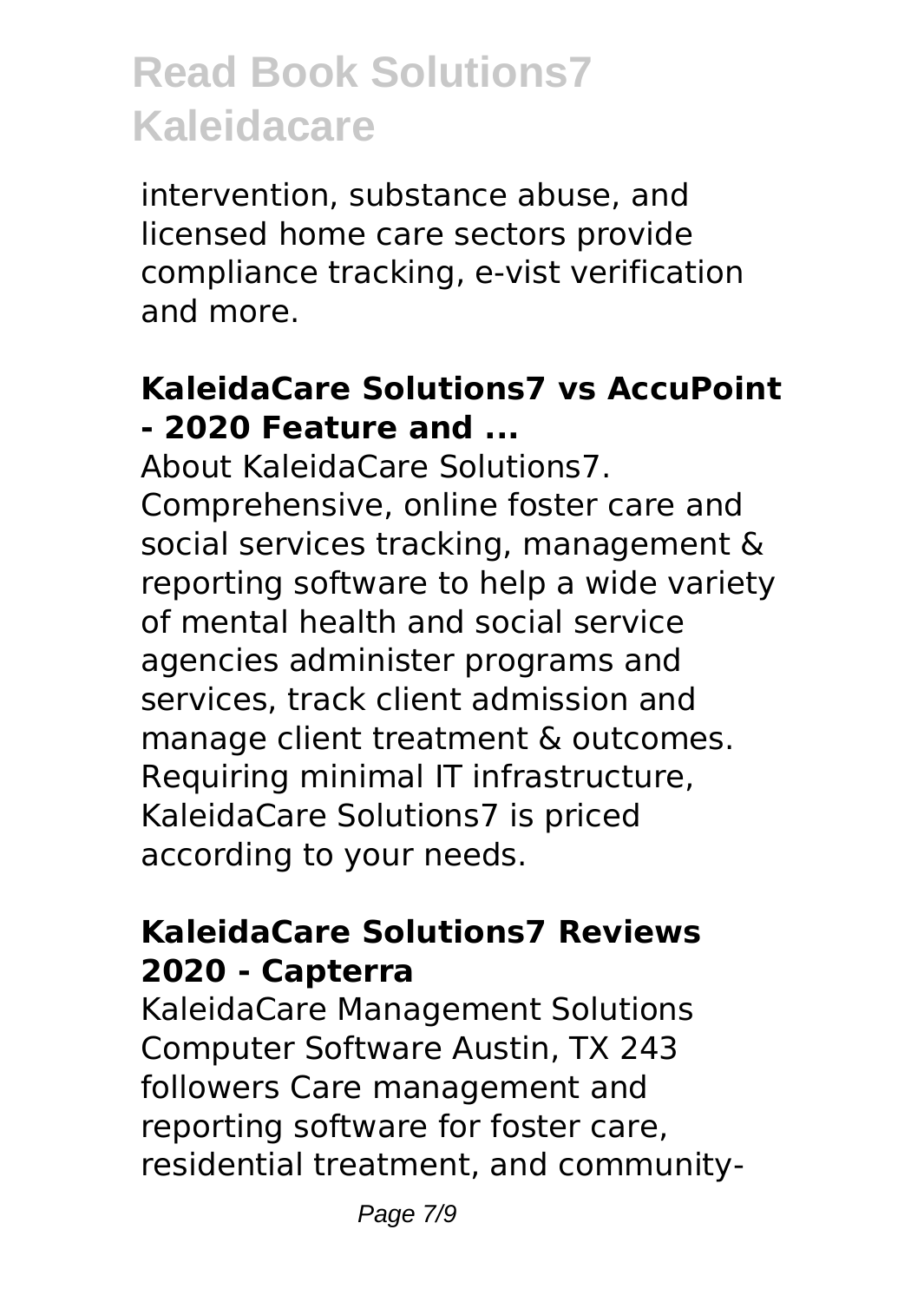intervention, substance abuse, and licensed home care sectors provide compliance tracking, e-vist verification and more.

### **KaleidaCare Solutions7 vs AccuPoint - 2020 Feature and ...**

About KaleidaCare Solutions7. Comprehensive, online foster care and social services tracking, management & reporting software to help a wide variety of mental health and social service agencies administer programs and services, track client admission and manage client treatment & outcomes. Requiring minimal IT infrastructure, KaleidaCare Solutions7 is priced according to your needs.

### **KaleidaCare Solutions7 Reviews 2020 - Capterra**

KaleidaCare Management Solutions Computer Software Austin, TX 243 followers Care management and reporting software for foster care, residential treatment, and community-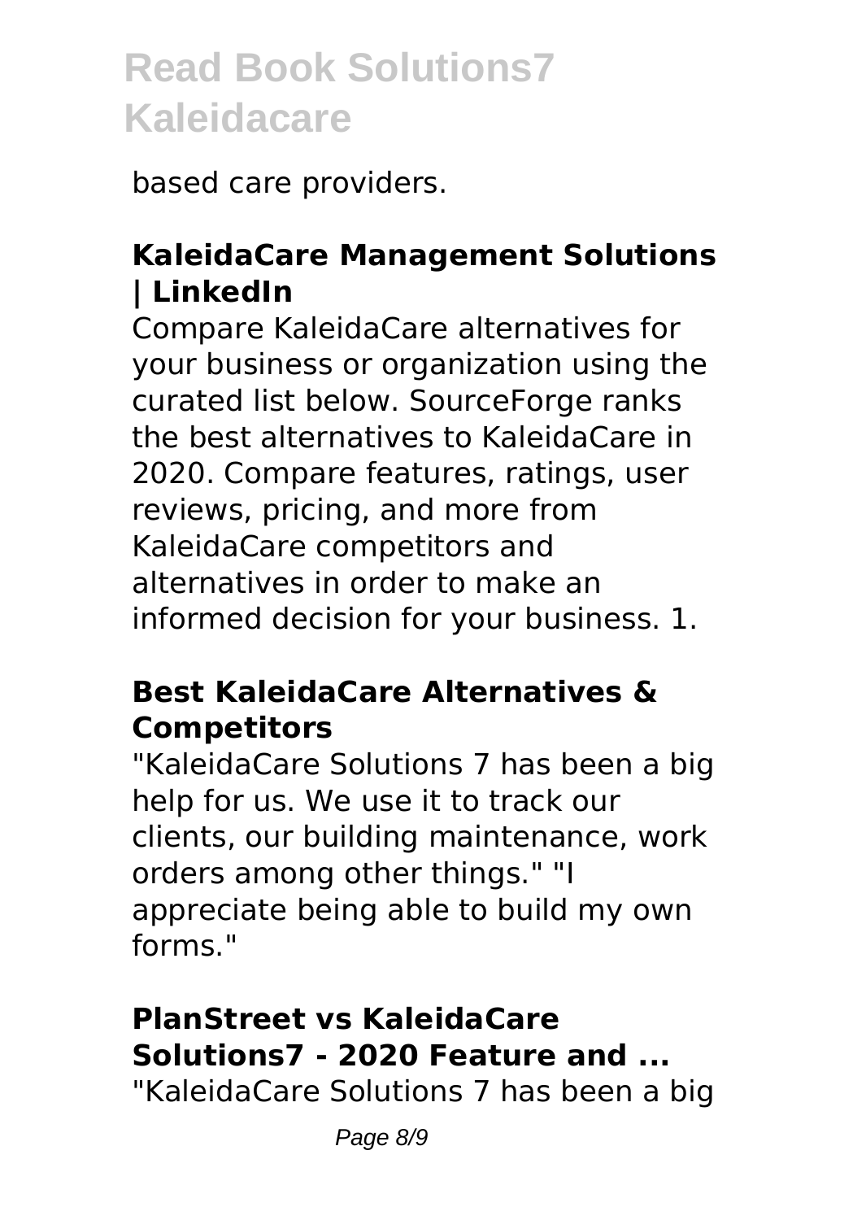based care providers.

## KaleidaCare Management Solutions | LinkedIn

Compare KaleidaCare alternatives for your business or organization using the curated list below. SourceForge ranks the best alternatives to KaleidaCare in 2020. Compare features, ratings, user reviews, pricing, and more from KaleidaCare competitors and alternatives in order to make an informed decision for your business. 1.

## Best KaleidaCare Alternatives & Competitors

"KaleidaCare Solutions 7 has been a big help for us. We use it to track our clients, our building maintenance, work orders among other things." "I appreciate being able to build my own forms."

## PlanStreet vs KaleidaCare Solutions7 - 2020 Feature and ...

"KaleidaCare Solutions 7 has been a big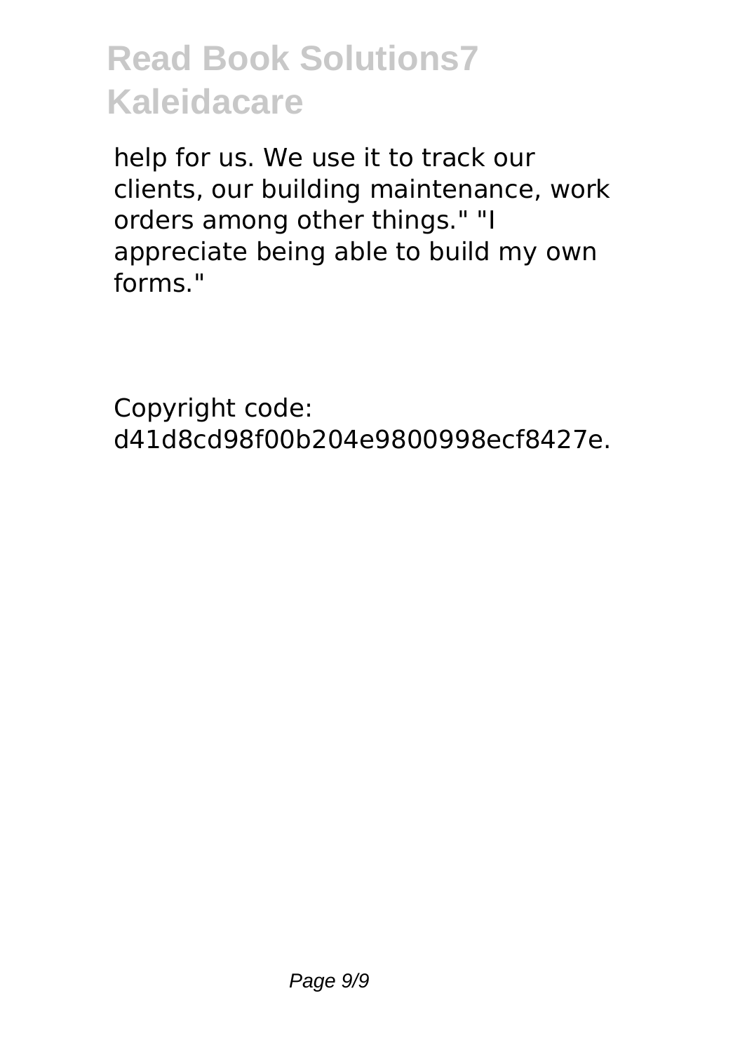help for us. We use it to track our clients, our building maintenance, work orders among other things." "I appreciate being able to build my own forms."

Copyright code: d41d8cd98f00b204e9800998ecf8427e.